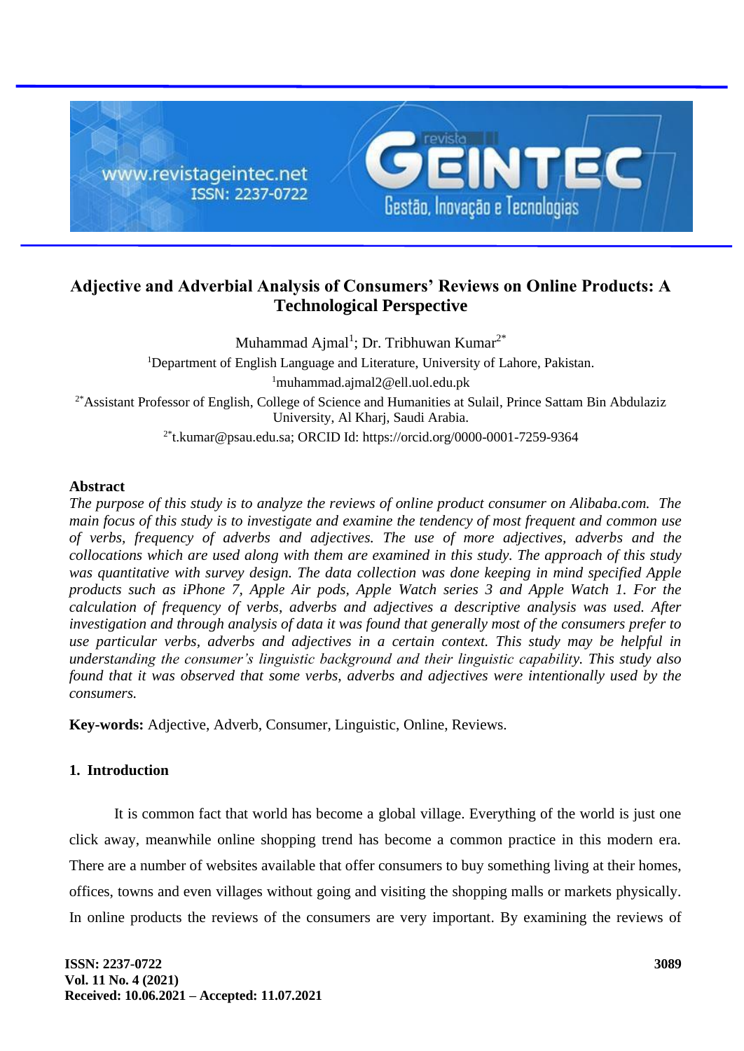# Adjective and Adverbial Analysis of Consumers' Reviews on Online Products: A Technological Perspective

Muhammad Ajmal[1]; Dr. Tribhuwan Kumar[2*]

[1]Department of English Language and Literature, University of Lahore, Pakistan.

[1]muhammad.ajmal2@ell.uol.edu.pk

[2*]Assistant Professor of English, College of Science and Humanities at Sulail, Prince Sattam Bin Abdulaziz University, Al Kharj, Saudi Arabia.

[2*]t.kumar@psau.edu.sa; ORCID Id: https://orcid.org/0000-0001-7259-9364

## Abstract

*The purpose of this study is to analyze the reviews of online product consumer on Alibaba.com. The main focus of this study is to investigate and examine the tendency of most frequent and common use of verbs, frequency of adverbs and adjectives. The use of more adjectives, adverbs and the collocations which are used along with them are examined in this study. The approach of this study was quantitative with survey design. The data collection was done keeping in mind specified Apple products such as iPhone 7, Apple Air pods, Apple Watch series 3 and Apple Watch 1. For the calculation of frequency of verbs, adverbs and adjectives a descriptive analysis was used. After investigation and through analysis of data it was found that generally most of the consumers prefer to use particular verbs, adverbs and adjectives in a certain context. This study may be helpful in understanding the consumer's linguistic background and their linguistic capability. This study also found that it was observed that some verbs, adverbs and adjectives were intentionally used by the consumers.*

**Key-words:** Adjective, Adverb, Consumer, Linguistic, Online, Reviews.

## 1. Introduction

It is common fact that world has become a global village. Everything of the world is just one click away, meanwhile online shopping trend has become a common practice in this modern era. There are a number of websites available that offer consumers to buy something living at their homes, offices, towns and even villages without going and visiting the shopping malls or markets physically. In online products the reviews of the consumers are very important. By examining the reviews of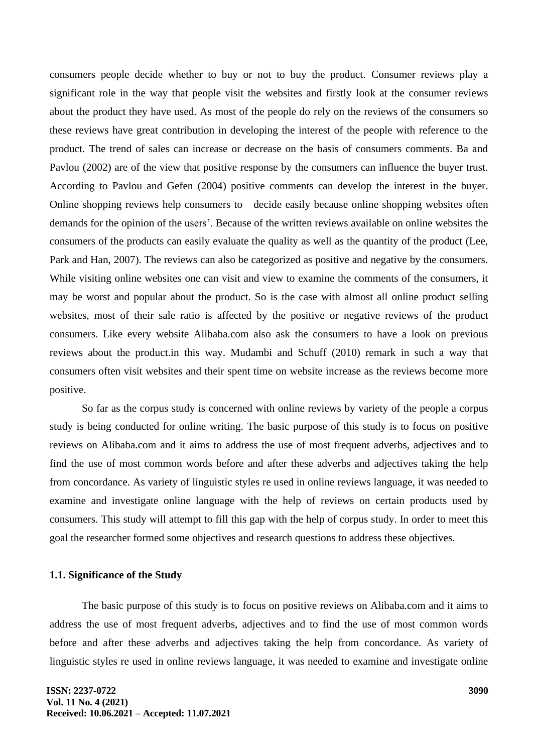consumers people decide whether to buy or not to buy the product. Consumer reviews play a significant role in the way that people visit the websites and firstly look at the consumer reviews about the product they have used. As most of the people do rely on the reviews of the consumers so these reviews have great contribution in developing the interest of the people with reference to the product. The trend of sales can increase or decrease on the basis of consumers comments. Ba and Pavlou (2002) are of the view that positive response by the consumers can influence the buyer trust. According to Pavlou and Gefen (2004) positive comments can develop the interest in the buyer. Online shopping reviews help consumers to decide easily because online shopping websites often demands for the opinion of the users'. Because of the written reviews available on online websites the consumers of the products can easily evaluate the quality as well as the quantity of the product (Lee, Park and Han, 2007). The reviews can also be categorized as positive and negative by the consumers. While visiting online websites one can visit and view to examine the comments of the consumers, it may be worst and popular about the product. So is the case with almost all online product selling websites, most of their sale ratio is affected by the positive or negative reviews of the product consumers. Like every website Alibaba.com also ask the consumers to have a look on previous reviews about the product.in this way. Mudambi and Schuff (2010) remark in such a way that consumers often visit websites and their spent time on website increase as the reviews become more positive.

So far as the corpus study is concerned with online reviews by variety of the people a corpus study is being conducted for online writing. The basic purpose of this study is to focus on positive reviews on Alibaba.com and it aims to address the use of most frequent adverbs, adjectives and to find the use of most common words before and after these adverbs and adjectives taking the help from concordance. As variety of linguistic styles re used in online reviews language, it was needed to examine and investigate online language with the help of reviews on certain products used by consumers. This study will attempt to fill this gap with the help of corpus study. In order to meet this goal the researcher formed some objectives and research questions to address these objectives.

### 1.1. Significance of the Study

The basic purpose of this study is to focus on positive reviews on Alibaba.com and it aims to address the use of most frequent adverbs, adjectives and to find the use of most common words before and after these adverbs and adjectives taking the help from concordance. As variety of linguistic styles re used in online reviews language, it was needed to examine and investigate online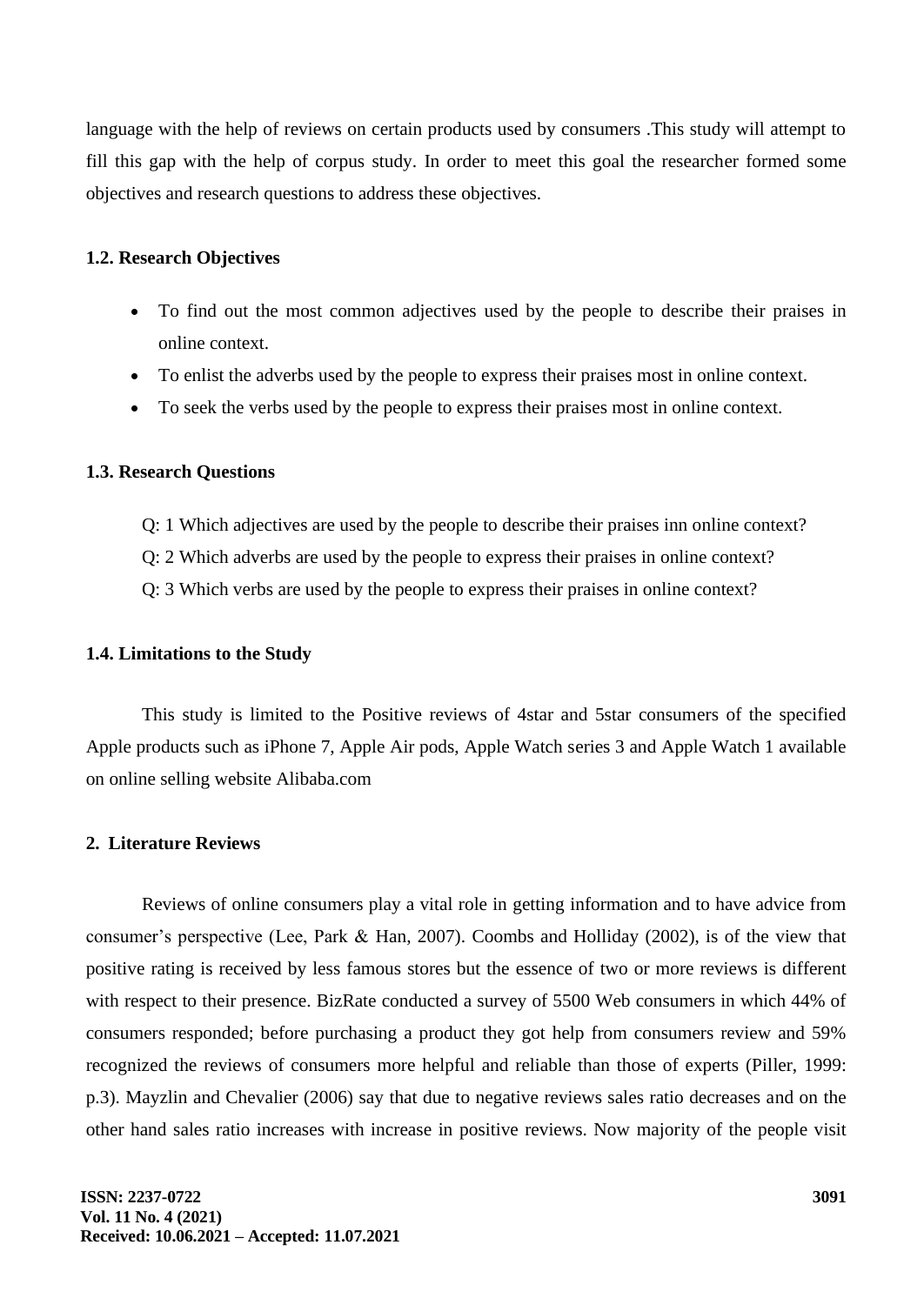language with the help of reviews on certain products used by consumers .This study will attempt to fill this gap with the help of corpus study. In order to meet this goal the researcher formed some objectives and research questions to address these objectives.

### 1.2. Research Objectives

- To find out the most common adjectives used by the people to describe their praises in online context.
- To enlist the adverbs used by the people to express their praises most in online context.
- To seek the verbs used by the people to express their praises most in online context.

### 1.3. Research Questions

Q: 1 Which adjectives are used by the people to describe their praises inn online context?

Q: 2 Which adverbs are used by the people to express their praises in online context?

Q: 3 Which verbs are used by the people to express their praises in online context?

### 1.4. Limitations to the Study

This study is limited to the Positive reviews of 4star and 5star consumers of the specified Apple products such as iPhone 7, Apple Air pods, Apple Watch series 3 and Apple Watch 1 available on online selling website Alibaba.com

## 2. Literature Reviews

Reviews of online consumers play a vital role in getting information and to have advice from consumer's perspective (Lee, Park & Han, 2007). Coombs and Holliday (2002), is of the view that positive rating is received by less famous stores but the essence of two or more reviews is different with respect to their presence. BizRate conducted a survey of 5500 Web consumers in which 44% of consumers responded; before purchasing a product they got help from consumers review and 59% recognized the reviews of consumers more helpful and reliable than those of experts (Piller, 1999: p.3). Mayzlin and Chevalier (2006) say that due to negative reviews sales ratio decreases and on the other hand sales ratio increases with increase in positive reviews. Now majority of the people visit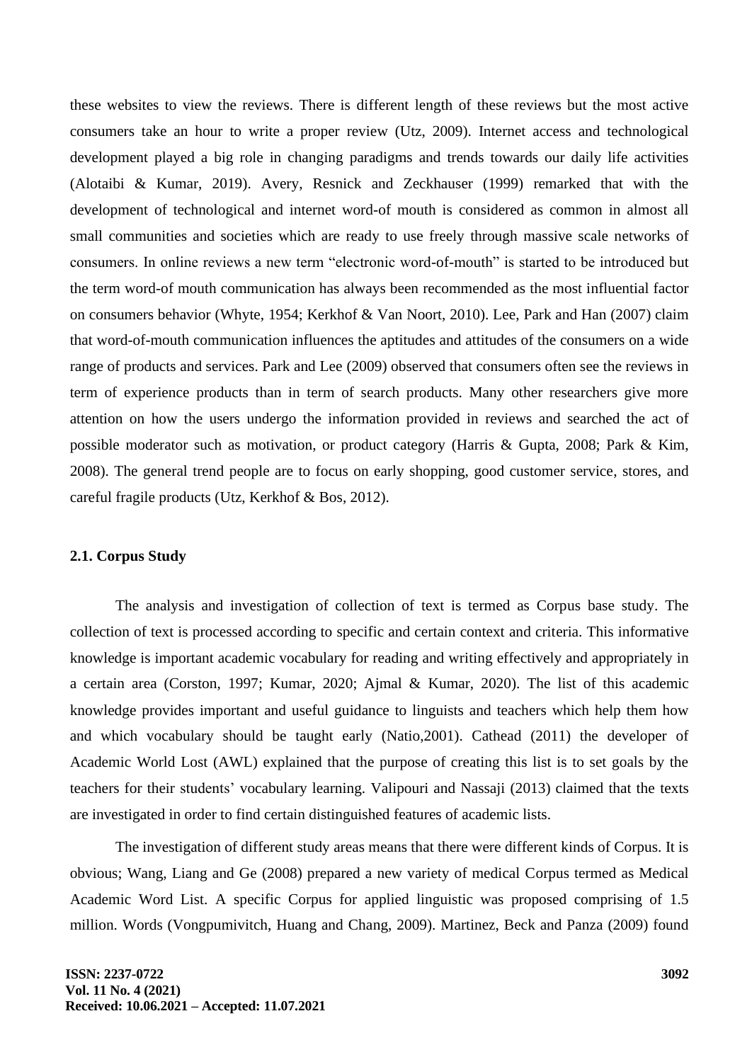these websites to view the reviews. There is different length of these reviews but the most active consumers take an hour to write a proper review (Utz, 2009). Internet access and technological development played a big role in changing paradigms and trends towards our daily life activities (Alotaibi & Kumar, 2019). Avery, Resnick and Zeckhauser (1999) remarked that with the development of technological and internet word-of mouth is considered as common in almost all small communities and societies which are ready to use freely through massive scale networks of consumers. In online reviews a new term "electronic word-of-mouth" is started to be introduced but the term word-of mouth communication has always been recommended as the most influential factor on consumers behavior (Whyte, 1954; Kerkhof & Van Noort, 2010). Lee, Park and Han (2007) claim that word-of-mouth communication influences the aptitudes and attitudes of the consumers on a wide range of products and services. Park and Lee (2009) observed that consumers often see the reviews in term of experience products than in term of search products. Many other researchers give more attention on how the users undergo the information provided in reviews and searched the act of possible moderator such as motivation, or product category (Harris & Gupta, 2008; Park & Kim, 2008). The general trend people are to focus on early shopping, good customer service, stores, and careful fragile products (Utz, Kerkhof & Bos, 2012).

### 2.1. Corpus Study

The analysis and investigation of collection of text is termed as Corpus base study. The collection of text is processed according to specific and certain context and criteria. This informative knowledge is important academic vocabulary for reading and writing effectively and appropriately in a certain area (Corston, 1997; Kumar, 2020; Ajmal & Kumar, 2020). The list of this academic knowledge provides important and useful guidance to linguists and teachers which help them how and which vocabulary should be taught early (Natio,2001). Cathead (2011) the developer of Academic World Lost (AWL) explained that the purpose of creating this list is to set goals by the teachers for their students' vocabulary learning. Valipouri and Nassaji (2013) claimed that the texts are investigated in order to find certain distinguished features of academic lists.

The investigation of different study areas means that there were different kinds of Corpus. It is obvious; Wang, Liang and Ge (2008) prepared a new variety of medical Corpus termed as Medical Academic Word List. A specific Corpus for applied linguistic was proposed comprising of 1.5 million. Words (Vongpumivitch, Huang and Chang, 2009). Martinez, Beck and Panza (2009) found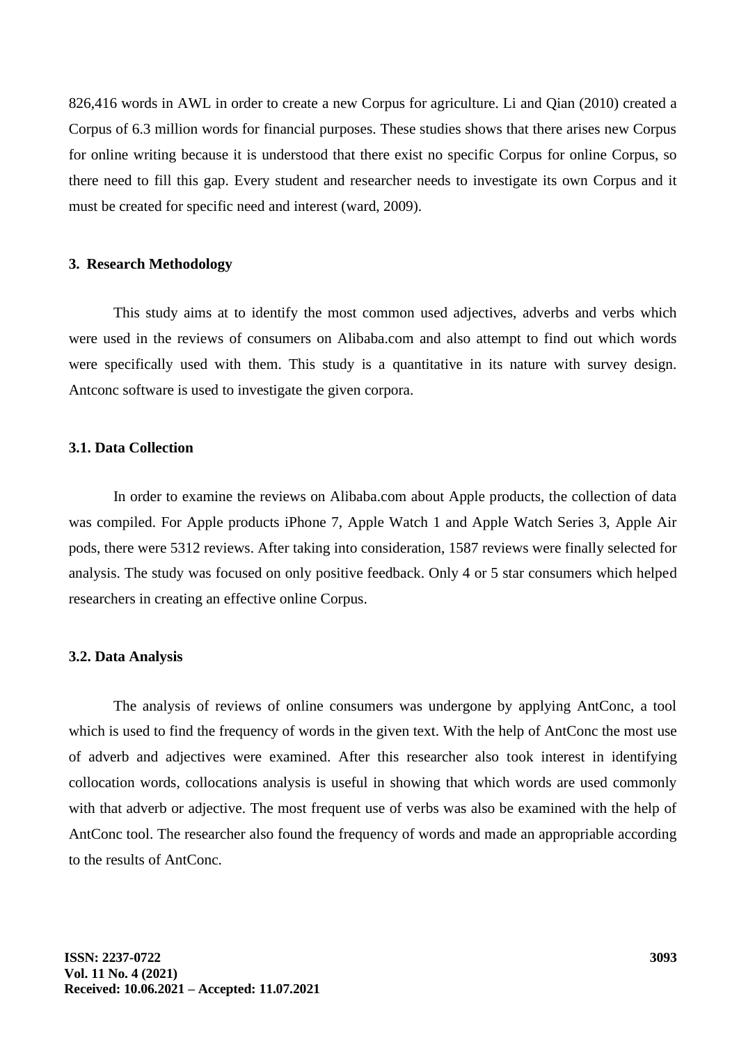826,416 words in AWL in order to create a new Corpus for agriculture. Li and Qian (2010) created a Corpus of 6.3 million words for financial purposes. These studies shows that there arises new Corpus for online writing because it is understood that there exist no specific Corpus for online Corpus, so there need to fill this gap. Every student and researcher needs to investigate its own Corpus and it must be created for specific need and interest (ward, 2009).

## 3. Research Methodology

This study aims at to identify the most common used adjectives, adverbs and verbs which were used in the reviews of consumers on Alibaba.com and also attempt to find out which words were specifically used with them. This study is a quantitative in its nature with survey design. Antconc software is used to investigate the given corpora.

### 3.1. Data Collection

In order to examine the reviews on Alibaba.com about Apple products, the collection of data was compiled. For Apple products iPhone 7, Apple Watch 1 and Apple Watch Series 3, Apple Air pods, there were 5312 reviews. After taking into consideration, 1587 reviews were finally selected for analysis. The study was focused on only positive feedback. Only 4 or 5 star consumers which helped researchers in creating an effective online Corpus.

### 3.2. Data Analysis

The analysis of reviews of online consumers was undergone by applying AntConc, a tool which is used to find the frequency of words in the given text. With the help of AntConc the most use of adverb and adjectives were examined. After this researcher also took interest in identifying collocation words, collocations analysis is useful in showing that which words are used commonly with that adverb or adjective. The most frequent use of verbs was also be examined with the help of AntConc tool. The researcher also found the frequency of words and made an appropriable according to the results of AntConc.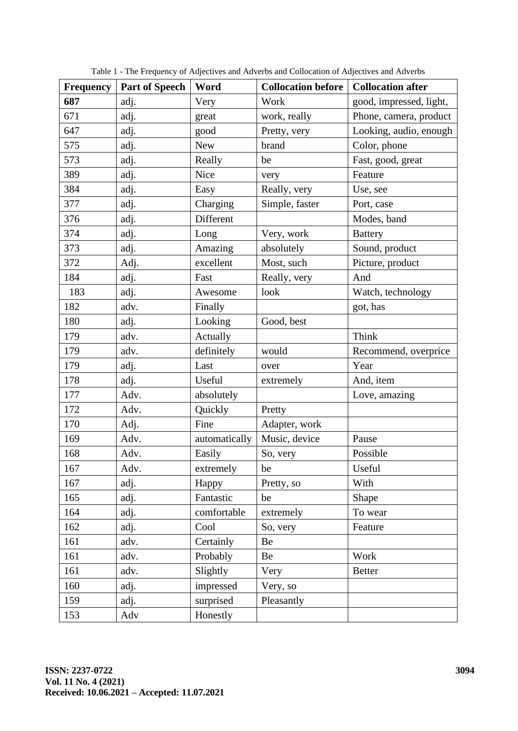Table 1 - The Frequency of Adjectives and Adverbs and Collocation of Adjectives and Adverbs

| Frequency | Part of Speech | Word | Collocation before | Collocation after |
|---|---|---|---|---|
| **687** | adj. | Very | Work | good, impressed, light, |
| 671 | adj. | great | work, really | Phone, camera, product |
| 647 | adj. | good | Pretty, very | Looking, audio, enough |
| 575 | adj. | New | brand | Color, phone |
| 573 | adj. | Really | be | Fast, good, great |
| 389 | adj. | Nice | very | Feature |
| 384 | adj. | Easy | Really, very | Use, see |
| 377 | adj. | Charging | Simple, faster | Port, case |
| 376 | adj. | Different | | Modes, band |
| 374 | adj. | Long | Very, work | Battery |
| 373 | adj. | Amazing | absolutely | Sound, product |
| 372 | Adj. | excellent | Most, such | Picture, product |
| 184 | adj. | Fast | Really, very | And |
| 183 | adj. | Awesome | look | Watch, technology |
| 182 | adv. | Finally | | got, has |
| 180 | adj. | Looking | Good, best | |
| 179 | adv. | Actually | | Think |
| 179 | adv. | definitely | would | Recommend, overprice |
| 179 | adj. | Last | over | Year |
| 178 | adj. | Useful | extremely | And, item |
| 177 | Adv. | absolutely | | Love, amazing |
| 172 | Adv. | Quickly | Pretty | |
| 170 | Adj. | Fine | Adapter, work | |
| 169 | Adv. | automatically | Music, device | Pause |
| 168 | Adv. | Easily | So, very | Possible |
| 167 | Adv. | extremely | be | Useful |
| 167 | adj. | Happy | Pretty, so | With |
| 165 | adj. | Fantastic | be | Shape |
| 164 | adj. | comfortable | extremely | To wear |
| 162 | adj. | Cool | So, very | Feature |
| 161 | adv. | Certainly | Be | |
| 161 | adv. | Probably | Be | Work |
| 161 | adv. | Slightly | Very | Better |
| 160 | adj. | impressed | Very, so | |
| 159 | adj. | surprised | Pleasantly | |
| 153 | Adv | Honestly | | |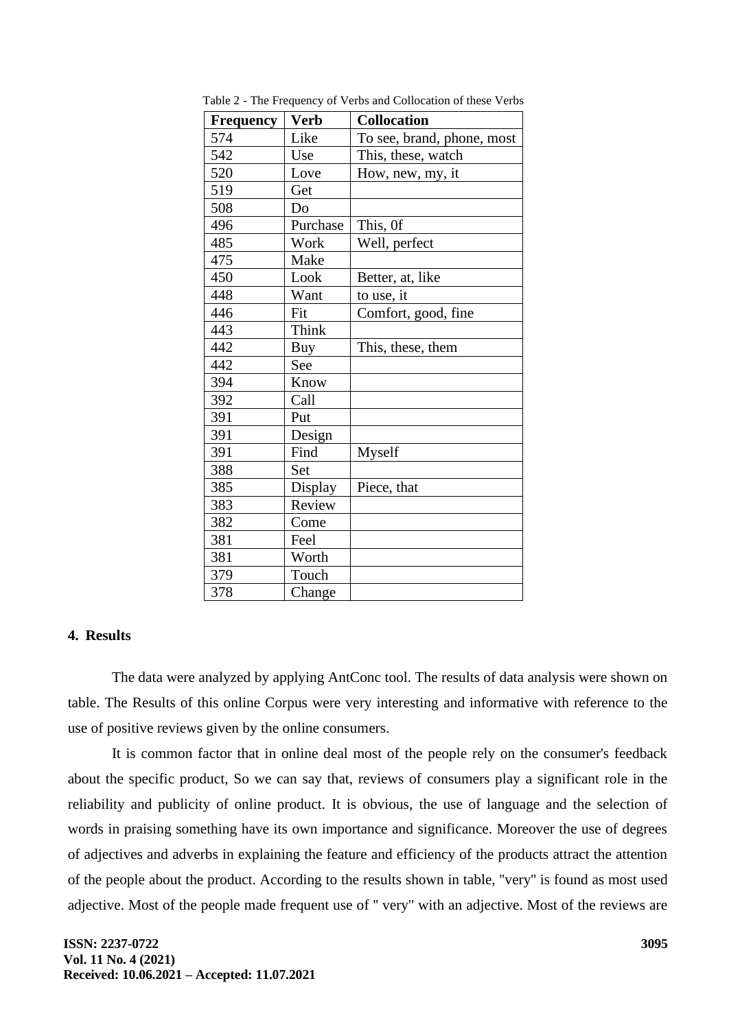Table 2 - The Frequency of Verbs and Collocation of these Verbs

| Frequency | Verb | Collocation |
|---|---|---|
| 574 | Like | To see, brand, phone, most |
| 542 | Use | This, these, watch |
| 520 | Love | How, new, my, it |
| 519 | Get | |
| 508 | Do | |
| 496 | Purchase | This, 0f |
| 485 | Work | Well, perfect |
| 475 | Make | |
| 450 | Look | Better, at, like |
| 448 | Want | to use, it |
| 446 | Fit | Comfort, good, fine |
| 443 | Think | |
| 442 | Buy | This, these, them |
| 442 | See | |
| 394 | Know | |
| 392 | Call | |
| 391 | Put | |
| 391 | Design | |
| 391 | Find | Myself |
| 388 | Set | |
| 385 | Display | Piece, that |
| 383 | Review | |
| 382 | Come | |
| 381 | Feel | |
| 381 | Worth | |
| 379 | Touch | |
| 378 | Change | |

## 4. Results

The data were analyzed by applying AntConc tool. The results of data analysis were shown on table. The Results of this online Corpus were very interesting and informative with reference to the use of positive reviews given by the online consumers.

It is common factor that in online deal most of the people rely on the consumer's feedback about the specific product, So we can say that, reviews of consumers play a significant role in the reliability and publicity of online product. It is obvious, the use of language and the selection of words in praising something have its own importance and significance. Moreover the use of degrees of adjectives and adverbs in explaining the feature and efficiency of the products attract the attention of the people about the product. According to the results shown in table, "very" is found as most used adjective. Most of the people made frequent use of " very" with an adjective. Most of the reviews are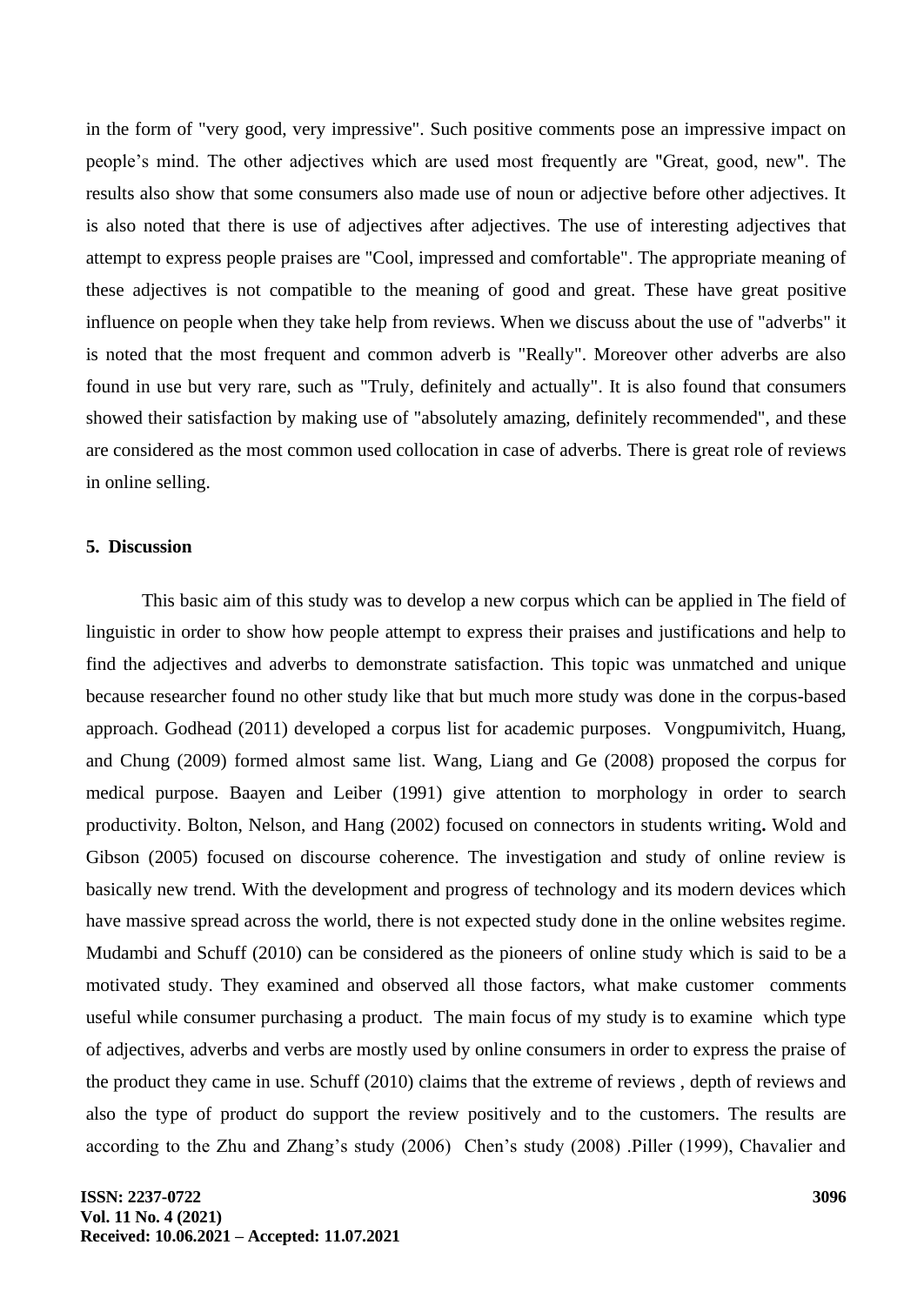in the form of "very good, very impressive". Such positive comments pose an impressive impact on people's mind. The other adjectives which are used most frequently are "Great, good, new". The results also show that some consumers also made use of noun or adjective before other adjectives. It is also noted that there is use of adjectives after adjectives. The use of interesting adjectives that attempt to express people praises are "Cool, impressed and comfortable". The appropriate meaning of these adjectives is not compatible to the meaning of good and great. These have great positive influence on people when they take help from reviews. When we discuss about the use of "adverbs" it is noted that the most frequent and common adverb is "Really". Moreover other adverbs are also found in use but very rare, such as "Truly, definitely and actually". It is also found that consumers showed their satisfaction by making use of "absolutely amazing, definitely recommended", and these are considered as the most common used collocation in case of adverbs. There is great role of reviews in online selling.

## 5. Discussion

This basic aim of this study was to develop a new corpus which can be applied in The field of linguistic in order to show how people attempt to express their praises and justifications and help to find the adjectives and adverbs to demonstrate satisfaction. This topic was unmatched and unique because researcher found no other study like that but much more study was done in the corpus-based approach. Godhead (2011) developed a corpus list for academic purposes. Vongpumivitch, Huang, and Chung (2009) formed almost same list. Wang, Liang and Ge (2008) proposed the corpus for medical purpose. Baayen and Leiber (1991) give attention to morphology in order to search productivity. Bolton, Nelson, and Hang (2002) focused on connectors in students writing**.** Wold and Gibson (2005) focused on discourse coherence. The investigation and study of online review is basically new trend. With the development and progress of technology and its modern devices which have massive spread across the world, there is not expected study done in the online websites regime. Mudambi and Schuff (2010) can be considered as the pioneers of online study which is said to be a motivated study. They examined and observed all those factors, what make customer comments useful while consumer purchasing a product. The main focus of my study is to examine which type of adjectives, adverbs and verbs are mostly used by online consumers in order to express the praise of the product they came in use. Schuff (2010) claims that the extreme of reviews , depth of reviews and also the type of product do support the review positively and to the customers. The results are according to the Zhu and Zhang's study (2006) Chen's study (2008) .Piller (1999), Chavalier and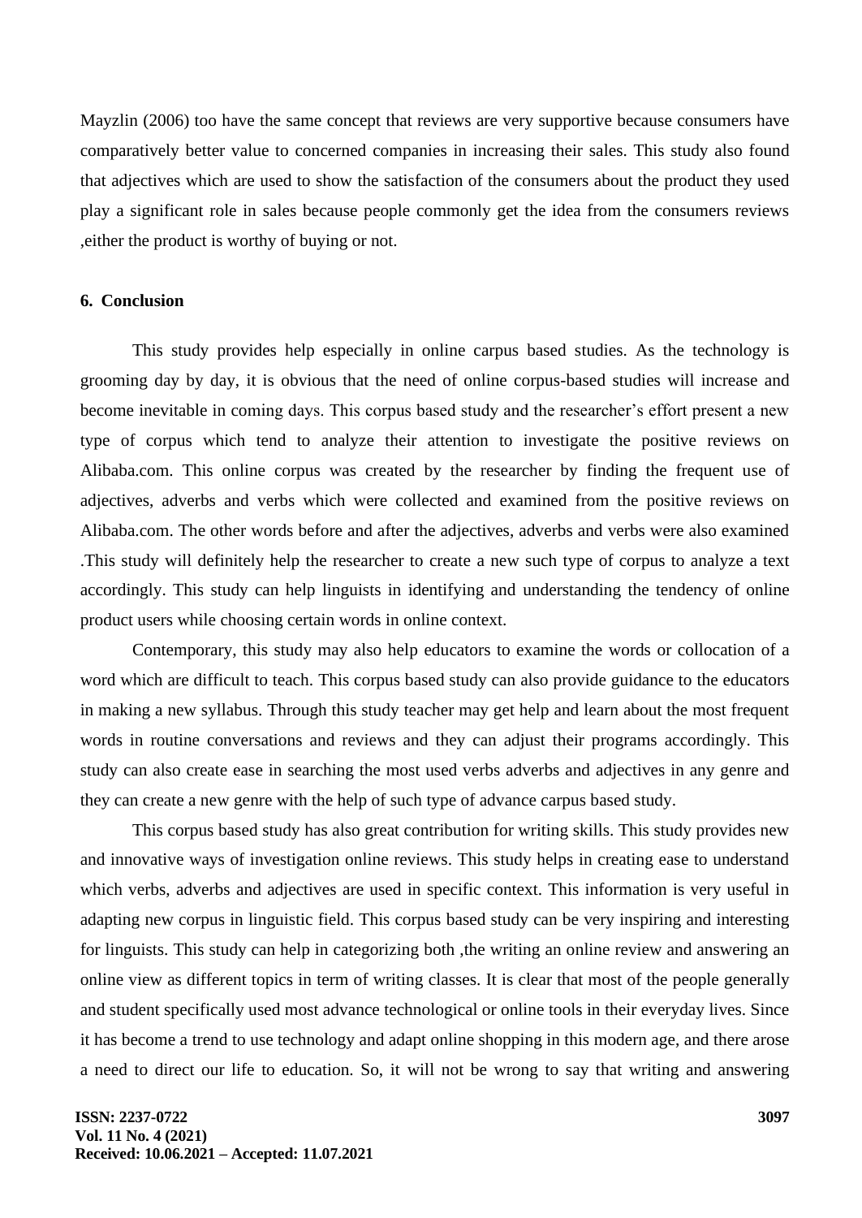Mayzlin (2006) too have the same concept that reviews are very supportive because consumers have comparatively better value to concerned companies in increasing their sales. This study also found that adjectives which are used to show the satisfaction of the consumers about the product they used play a significant role in sales because people commonly get the idea from the consumers reviews ,either the product is worthy of buying or not.

## 6. Conclusion

This study provides help especially in online carpus based studies. As the technology is grooming day by day, it is obvious that the need of online corpus-based studies will increase and become inevitable in coming days. This corpus based study and the researcher's effort present a new type of corpus which tend to analyze their attention to investigate the positive reviews on Alibaba.com. This online corpus was created by the researcher by finding the frequent use of adjectives, adverbs and verbs which were collected and examined from the positive reviews on Alibaba.com. The other words before and after the adjectives, adverbs and verbs were also examined .This study will definitely help the researcher to create a new such type of corpus to analyze a text accordingly. This study can help linguists in identifying and understanding the tendency of online product users while choosing certain words in online context.

Contemporary, this study may also help educators to examine the words or collocation of a word which are difficult to teach. This corpus based study can also provide guidance to the educators in making a new syllabus. Through this study teacher may get help and learn about the most frequent words in routine conversations and reviews and they can adjust their programs accordingly. This study can also create ease in searching the most used verbs adverbs and adjectives in any genre and they can create a new genre with the help of such type of advance carpus based study.

This corpus based study has also great contribution for writing skills. This study provides new and innovative ways of investigation online reviews. This study helps in creating ease to understand which verbs, adverbs and adjectives are used in specific context. This information is very useful in adapting new corpus in linguistic field. This corpus based study can be very inspiring and interesting for linguists. This study can help in categorizing both ,the writing an online review and answering an online view as different topics in term of writing classes. It is clear that most of the people generally and student specifically used most advance technological or online tools in their everyday lives. Since it has become a trend to use technology and adapt online shopping in this modern age, and there arose a need to direct our life to education. So, it will not be wrong to say that writing and answering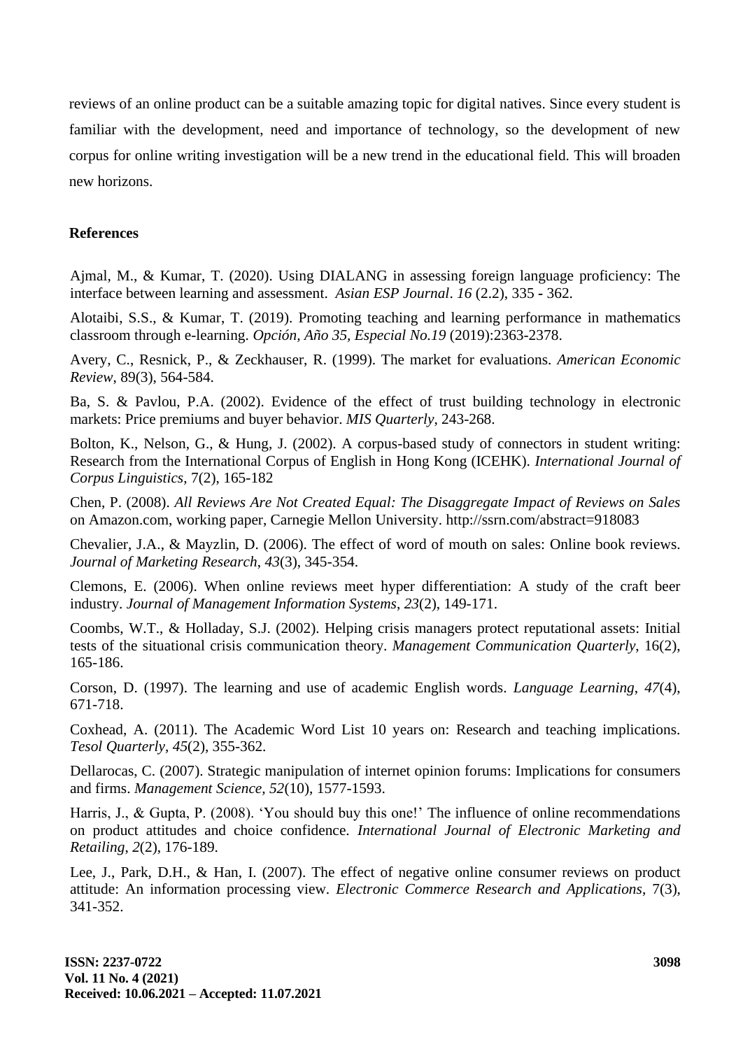reviews of an online product can be a suitable amazing topic for digital natives. Since every student is familiar with the development, need and importance of technology, so the development of new corpus for online writing investigation will be a new trend in the educational field. This will broaden new horizons.

## References

Ajmal, M., & Kumar, T. (2020). Using DIALANG in assessing foreign language proficiency: The interface between learning and assessment. *Asian ESP Journal*. *16* (2.2), 335 - 362.

Alotaibi, S.S., & Kumar, T. (2019). Promoting teaching and learning performance in mathematics classroom through e-learning. *Opción, Año 35, Especial No.19* (2019):2363-2378.

Avery, C., Resnick, P., & Zeckhauser, R. (1999). The market for evaluations. *American Economic Review,* 89(3), 564-584.

Ba, S. & Pavlou, P.A. (2002). Evidence of the effect of trust building technology in electronic markets: Price premiums and buyer behavior. *MIS Quarterly*, 243-268.

Bolton, K., Nelson, G., & Hung, J. (2002). A corpus-based study of connectors in student writing: Research from the International Corpus of English in Hong Kong (ICEHK). *International Journal of Corpus Linguistics*, 7(2), 165-182

Chen, P. (2008). *All Reviews Are Not Created Equal: The Disaggregate Impact of Reviews on Sales* on Amazon.com, working paper, Carnegie Mellon University. http://ssrn.com/abstract=918083

Chevalier, J.A., & Mayzlin, D. (2006). The effect of word of mouth on sales: Online book reviews. *Journal of Marketing Research*, *43*(3), 345-354.

Clemons, E. (2006). When online reviews meet hyper differentiation: A study of the craft beer industry. *Journal of Management Information Systems*, *23*(2), 149-171.

Coombs, W.T., & Holladay, S.J. (2002). Helping crisis managers protect reputational assets: Initial tests of the situational crisis communication theory. *Management Communication Quarterly*, 16(2), 165-186.

Corson, D. (1997). The learning and use of academic English words. *Language Learning*, *47*(4), 671-718.

Coxhead, A. (2011). The Academic Word List 10 years on: Research and teaching implications. *Tesol Quarterly, 45*(2), 355-362.

Dellarocas, C. (2007). Strategic manipulation of internet opinion forums: Implications for consumers and firms. *Management Science, 52*(10), 1577-1593.

Harris, J., & Gupta, P. (2008). 'You should buy this one!' The influence of online recommendations on product attitudes and choice confidence. *International Journal of Electronic Marketing and Retailing*, *2*(2), 176-189.

Lee, J., Park, D.H., & Han, I. (2007). The effect of negative online consumer reviews on product attitude: An information processing view. *Electronic Commerce Research and Applications*, 7(3), 341-352.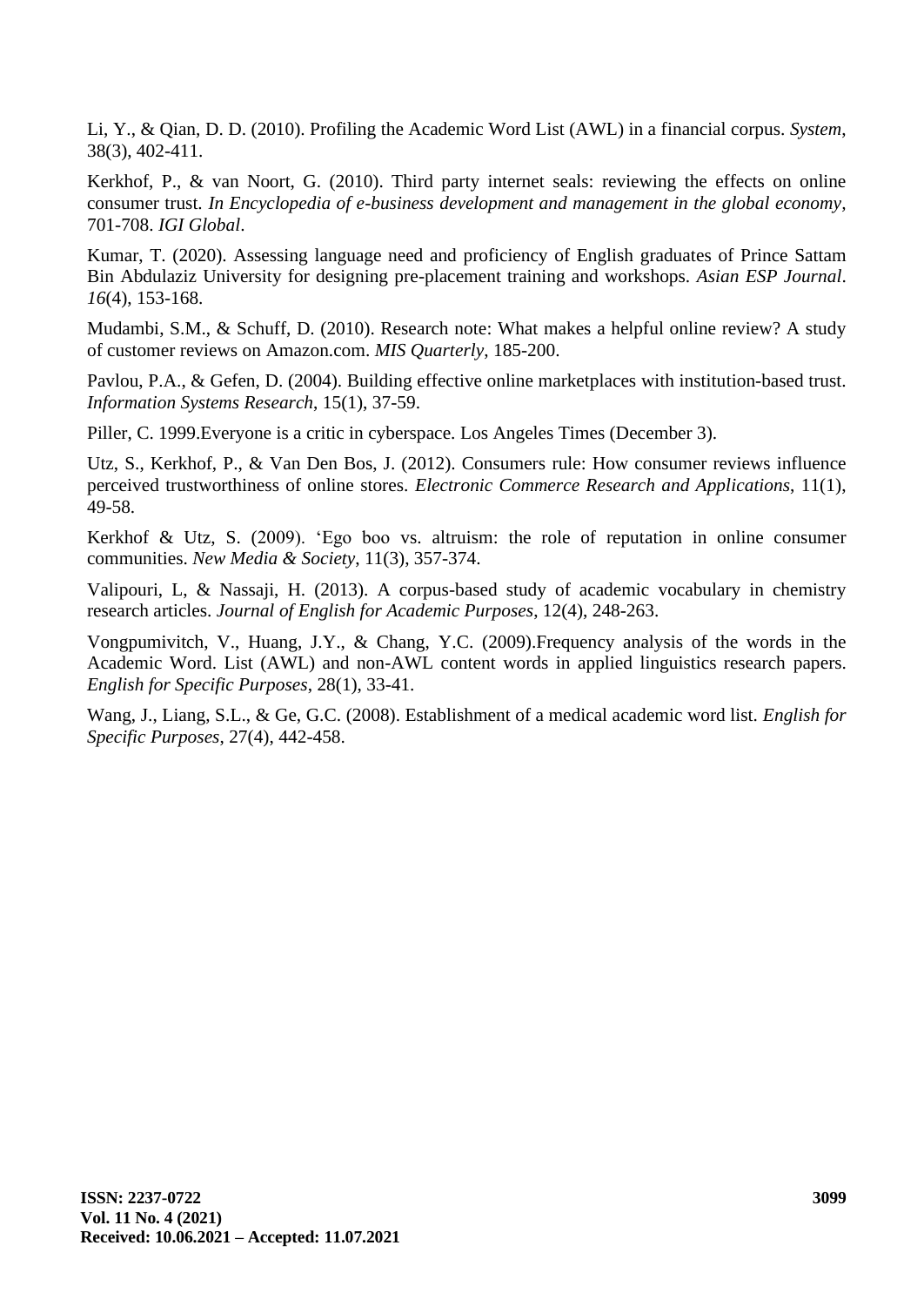Li, Y., & Qian, D. D. (2010). Profiling the Academic Word List (AWL) in a financial corpus. *System*, 38(3), 402-411.

Kerkhof, P., & van Noort, G. (2010). Third party internet seals: reviewing the effects on online consumer trust. *In Encyclopedia of e-business development and management in the global economy*, 701-708. *IGI Global*.

Kumar, T. (2020). Assessing language need and proficiency of English graduates of Prince Sattam Bin Abdulaziz University for designing pre-placement training and workshops. *Asian ESP Journal*. *16*(4), 153-168.

Mudambi, S.M., & Schuff, D. (2010). Research note: What makes a helpful online review? A study of customer reviews on Amazon.com. *MIS Quarterly*, 185-200.

Pavlou, P.A., & Gefen, D. (2004). Building effective online marketplaces with institution-based trust. *Information Systems Research*, 15(1), 37-59.

Piller, C. 1999.Everyone is a critic in cyberspace. Los Angeles Times (December 3).

Utz, S., Kerkhof, P., & Van Den Bos, J. (2012). Consumers rule: How consumer reviews influence perceived trustworthiness of online stores. *Electronic Commerce Research and Applications*, 11(1), 49-58.

Kerkhof & Utz, S. (2009). 'Ego boo vs. altruism: the role of reputation in online consumer communities. *New Media & Society*, 11(3), 357-374.

Valipouri, L, & Nassaji, H. (2013). A corpus-based study of academic vocabulary in chemistry research articles. *Journal of English for Academic Purposes*, 12(4), 248-263.

Vongpumivitch, V., Huang, J.Y., & Chang, Y.C. (2009).Frequency analysis of the words in the Academic Word. List (AWL) and non-AWL content words in applied linguistics research papers. *English for Specific Purposes*, 28(1), 33-41.

Wang, J., Liang, S.L., & Ge, G.C. (2008). Establishment of a medical academic word list. *English for Specific Purposes*, 27(4), 442-458.